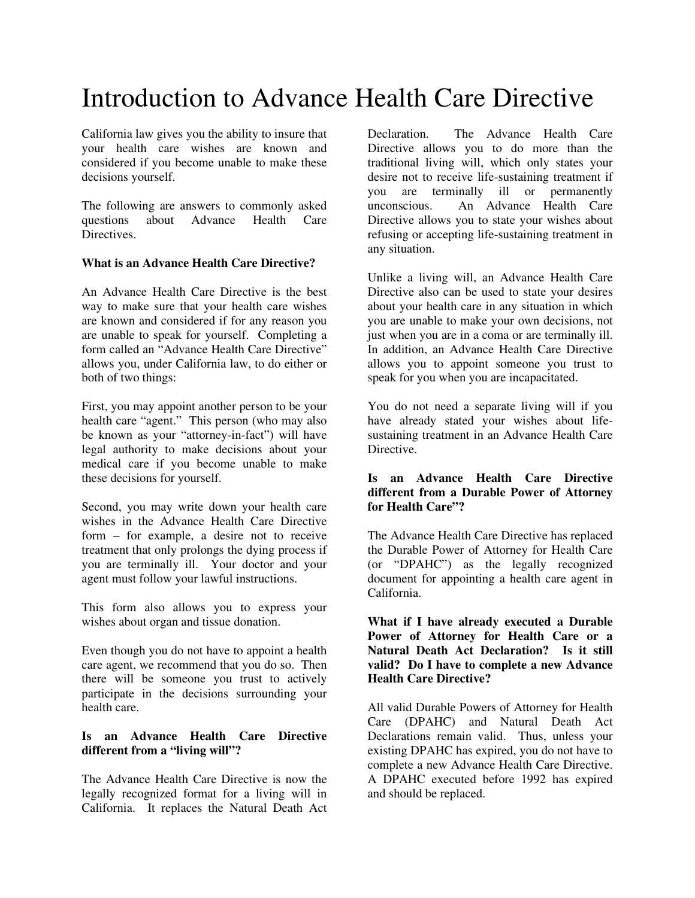# Introduction to Advance Health Care Directive

California law gives you the ability to insure that your health care wishes are known and considered if you become unable to make these decisions yourself.

The following are answers to commonly asked questions about Advance Health Care Directives.

**What is an Advance Health Care Directive?**

An Advance Health Care Directive is the best way to make sure that your health care wishes are known and considered if for any reason you are unable to speak for yourself. Completing a form called an "Advance Health Care Directive" allows you, under California law, to do either or both of two things:

First, you may appoint another person to be your health care "agent." This person (who may also be known as your "attorney-in-fact") will have legal authority to make decisions about your medical care if you become unable to make these decisions for yourself.

Second, you may write down your health care wishes in the Advance Health Care Directive form – for example, a desire not to receive treatment that only prolongs the dying process if you are terminally ill. Your doctor and your agent must follow your lawful instructions.

This form also allows you to express your wishes about organ and tissue donation.

Even though you do not have to appoint a health care agent, we recommend that you do so. Then there will be someone you trust to actively participate in the decisions surrounding your health care.

**Is an Advance Health Care Directive different from a "living will"?**

The Advance Health Care Directive is now the legally recognized format for a living will in California. It replaces the Natural Death Act Declaration. The Advance Health Care Directive allows you to do more than the traditional living will, which only states your desire not to receive life-sustaining treatment if you are terminally ill or permanently unconscious. An Advance Health Care Directive allows you to state your wishes about refusing or accepting life-sustaining treatment in any situation.

Unlike a living will, an Advance Health Care Directive also can be used to state your desires about your health care in any situation in which you are unable to make your own decisions, not just when you are in a coma or are terminally ill. In addition, an Advance Health Care Directive allows you to appoint someone you trust to speak for you when you are incapacitated.

You do not need a separate living will if you have already stated your wishes about life-sustaining treatment in an Advance Health Care Directive.

**Is an Advance Health Care Directive different from a Durable Power of Attorney for Health Care"?**

The Advance Health Care Directive has replaced the Durable Power of Attorney for Health Care (or "DPAHC") as the legally recognized document for appointing a health care agent in California.

**What if I have already executed a Durable Power of Attorney for Health Care or a Natural Death Act Declaration? Is it still valid? Do I have to complete a new Advance Health Care Directive?**

All valid Durable Powers of Attorney for Health Care (DPAHC) and Natural Death Act Declarations remain valid. Thus, unless your existing DPAHC has expired, you do not have to complete a new Advance Health Care Directive. A DPAHC executed before 1992 has expired and should be replaced.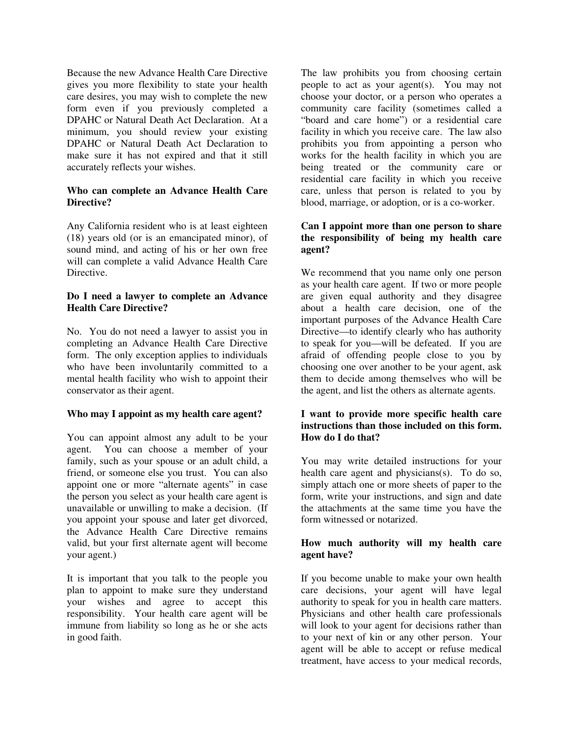Because the new Advance Health Care Directive gives you more flexibility to state your health care desires, you may wish to complete the new form even if you previously completed a DPAHC or Natural Death Act Declaration. At a minimum, you should review your existing DPAHC or Natural Death Act Declaration to make sure it has not expired and that it still accurately reflects your wishes.

**Who can complete an Advance Health Care Directive?**

Any California resident who is at least eighteen (18) years old (or is an emancipated minor), of sound mind, and acting of his or her own free will can complete a valid Advance Health Care Directive.

**Do I need a lawyer to complete an Advance Health Care Directive?**

No. You do not need a lawyer to assist you in completing an Advance Health Care Directive form. The only exception applies to individuals who have been involuntarily committed to a mental health facility who wish to appoint their conservator as their agent.

**Who may I appoint as my health care agent?**

You can appoint almost any adult to be your agent. You can choose a member of your family, such as your spouse or an adult child, a friend, or someone else you trust. You can also appoint one or more "alternate agents" in case the person you select as your health care agent is unavailable or unwilling to make a decision. (If you appoint your spouse and later get divorced, the Advance Health Care Directive remains valid, but your first alternate agent will become your agent.)

It is important that you talk to the people you plan to appoint to make sure they understand your wishes and agree to accept this responsibility. Your health care agent will be immune from liability so long as he or she acts in good faith.

The law prohibits you from choosing certain people to act as your agent(s). You may not choose your doctor, or a person who operates a community care facility (sometimes called a "board and care home") or a residential care facility in which you receive care. The law also prohibits you from appointing a person who works for the health facility in which you are being treated or the community care or residential care facility in which you receive care, unless that person is related to you by blood, marriage, or adoption, or is a co-worker.

**Can I appoint more than one person to share the responsibility of being my health care agent?**

We recommend that you name only one person as your health care agent. If two or more people are given equal authority and they disagree about a health care decision, one of the important purposes of the Advance Health Care Directive—to identify clearly who has authority to speak for you—will be defeated. If you are afraid of offending people close to you by choosing one over another to be your agent, ask them to decide among themselves who will be the agent, and list the others as alternate agents.

**I want to provide more specific health care instructions than those included on this form. How do I do that?**

You may write detailed instructions for your health care agent and physicians(s). To do so, simply attach one or more sheets of paper to the form, write your instructions, and sign and date the attachments at the same time you have the form witnessed or notarized.

**How much authority will my health care agent have?**

If you become unable to make your own health care decisions, your agent will have legal authority to speak for you in health care matters. Physicians and other health care professionals will look to your agent for decisions rather than to your next of kin or any other person. Your agent will be able to accept or refuse medical treatment, have access to your medical records,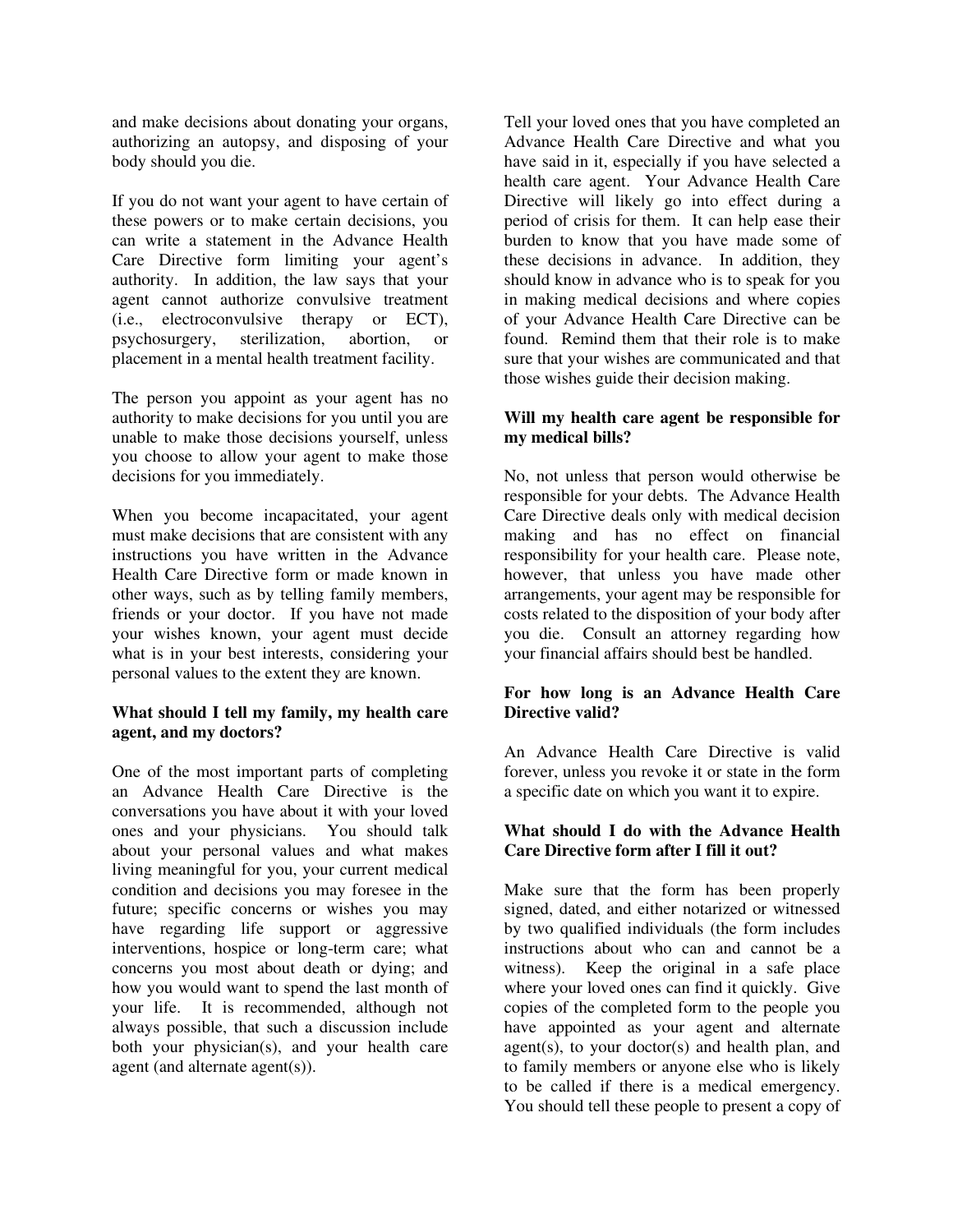and make decisions about donating your organs, authorizing an autopsy, and disposing of your body should you die.

If you do not want your agent to have certain of these powers or to make certain decisions, you can write a statement in the Advance Health Care Directive form limiting your agent's authority. In addition, the law says that your agent cannot authorize convulsive treatment (i.e., electroconvulsive therapy or ECT), psychosurgery, sterilization, abortion, or placement in a mental health treatment facility.

The person you appoint as your agent has no authority to make decisions for you until you are unable to make those decisions yourself, unless you choose to allow your agent to make those decisions for you immediately.

When you become incapacitated, your agent must make decisions that are consistent with any instructions you have written in the Advance Health Care Directive form or made known in other ways, such as by telling family members, friends or your doctor. If you have not made your wishes known, your agent must decide what is in your best interests, considering your personal values to the extent they are known.

**What should I tell my family, my health care agent, and my doctors?**

One of the most important parts of completing an Advance Health Care Directive is the conversations you have about it with your loved ones and your physicians. You should talk about your personal values and what makes living meaningful for you, your current medical condition and decisions you may foresee in the future; specific concerns or wishes you may have regarding life support or aggressive interventions, hospice or long-term care; what concerns you most about death or dying; and how you would want to spend the last month of your life. It is recommended, although not always possible, that such a discussion include both your physician(s), and your health care agent (and alternate agent(s)).

Tell your loved ones that you have completed an Advance Health Care Directive and what you have said in it, especially if you have selected a health care agent. Your Advance Health Care Directive will likely go into effect during a period of crisis for them. It can help ease their burden to know that you have made some of these decisions in advance. In addition, they should know in advance who is to speak for you in making medical decisions and where copies of your Advance Health Care Directive can be found. Remind them that their role is to make sure that your wishes are communicated and that those wishes guide their decision making.

**Will my health care agent be responsible for my medical bills?**

No, not unless that person would otherwise be responsible for your debts. The Advance Health Care Directive deals only with medical decision making and has no effect on financial responsibility for your health care. Please note, however, that unless you have made other arrangements, your agent may be responsible for costs related to the disposition of your body after you die. Consult an attorney regarding how your financial affairs should best be handled.

**For how long is an Advance Health Care Directive valid?**

An Advance Health Care Directive is valid forever, unless you revoke it or state in the form a specific date on which you want it to expire.

**What should I do with the Advance Health Care Directive form after I fill it out?**

Make sure that the form has been properly signed, dated, and either notarized or witnessed by two qualified individuals (the form includes instructions about who can and cannot be a witness). Keep the original in a safe place where your loved ones can find it quickly. Give copies of the completed form to the people you have appointed as your agent and alternate agent(s), to your doctor(s) and health plan, and to family members or anyone else who is likely to be called if there is a medical emergency. You should tell these people to present a copy of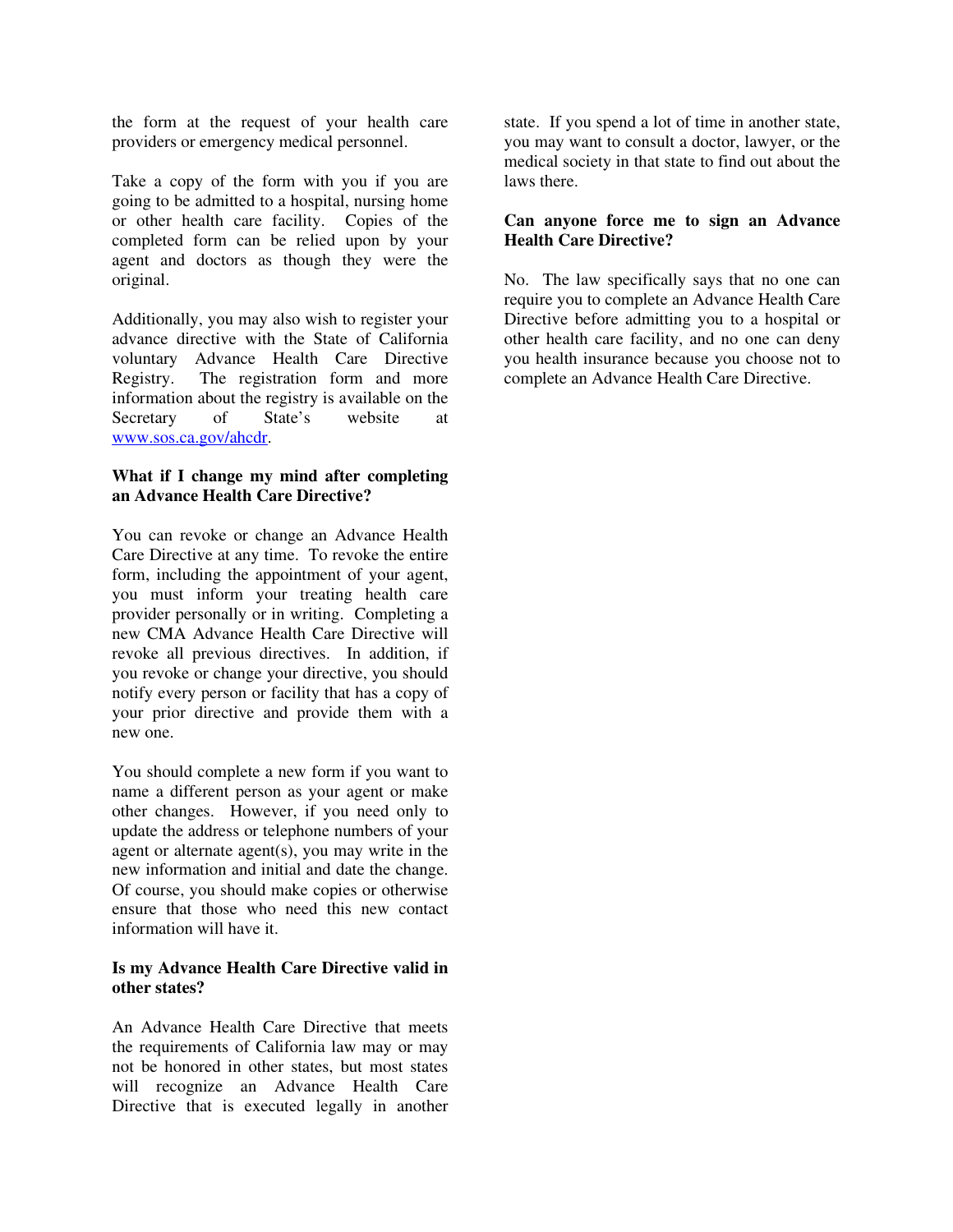the form at the request of your health care providers or emergency medical personnel.

Take a copy of the form with you if you are going to be admitted to a hospital, nursing home or other health care facility. Copies of the completed form can be relied upon by your agent and doctors as though they were the original.

Additionally, you may also wish to register your advance directive with the State of California voluntary Advance Health Care Directive Registry. The registration form and more information about the registry is available on the Secretary of State's website at [www.sos.ca.gov/ahcdr](www.sos.ca.gov/ahcdr).

**What if I change my mind after completing an Advance Health Care Directive?**

You can revoke or change an Advance Health Care Directive at any time. To revoke the entire form, including the appointment of your agent, you must inform your treating health care provider personally or in writing. Completing a new CMA Advance Health Care Directive will revoke all previous directives. In addition, if you revoke or change your directive, you should notify every person or facility that has a copy of your prior directive and provide them with a new one.

You should complete a new form if you want to name a different person as your agent or make other changes. However, if you need only to update the address or telephone numbers of your agent or alternate agent(s), you may write in the new information and initial and date the change. Of course, you should make copies or otherwise ensure that those who need this new contact information will have it.

**Is my Advance Health Care Directive valid in other states?**

An Advance Health Care Directive that meets the requirements of California law may or may not be honored in other states, but most states will recognize an Advance Health Care Directive that is executed legally in another state. If you spend a lot of time in another state, you may want to consult a doctor, lawyer, or the medical society in that state to find out about the laws there.

**Can anyone force me to sign an Advance Health Care Directive?**

No. The law specifically says that no one can require you to complete an Advance Health Care Directive before admitting you to a hospital or other health care facility, and no one can deny you health insurance because you choose not to complete an Advance Health Care Directive.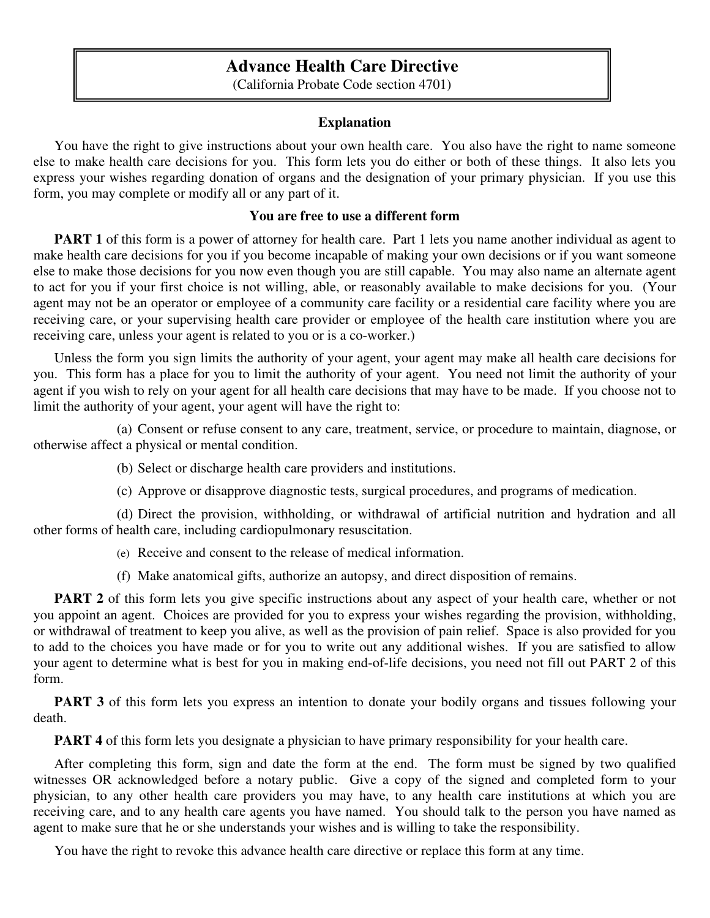# Advance Health Care Directive

(California Probate Code section 4701)

## Explanation

You have the right to give instructions about your own health care. You also have the right to name someone else to make health care decisions for you. This form lets you do either or both of these things. It also lets you express your wishes regarding donation of organs and the designation of your primary physician. If you use this form, you may complete or modify all or any part of it.

**You are free to use a different form**

**PART 1** of this form is a power of attorney for health care. Part 1 lets you name another individual as agent to make health care decisions for you if you become incapable of making your own decisions or if you want someone else to make those decisions for you now even though you are still capable. You may also name an alternate agent to act for you if your first choice is not willing, able, or reasonably available to make decisions for you. (Your agent may not be an operator or employee of a community care facility or a residential care facility where you are receiving care, or your supervising health care provider or employee of the health care institution where you are receiving care, unless your agent is related to you or is a co-worker.)

Unless the form you sign limits the authority of your agent, your agent may make all health care decisions for you. This form has a place for you to limit the authority of your agent. You need not limit the authority of your agent if you wish to rely on your agent for all health care decisions that may have to be made. If you choose not to limit the authority of your agent, your agent will have the right to:

(a) Consent or refuse consent to any care, treatment, service, or procedure to maintain, diagnose, or otherwise affect a physical or mental condition.

(b) Select or discharge health care providers and institutions.

(c) Approve or disapprove diagnostic tests, surgical procedures, and programs of medication.

(d) Direct the provision, withholding, or withdrawal of artificial nutrition and hydration and all other forms of health care, including cardiopulmonary resuscitation.

(e) Receive and consent to the release of medical information.

(f) Make anatomical gifts, authorize an autopsy, and direct disposition of remains.

**PART 2** of this form lets you give specific instructions about any aspect of your health care, whether or not you appoint an agent. Choices are provided for you to express your wishes regarding the provision, withholding, or withdrawal of treatment to keep you alive, as well as the provision of pain relief. Space is also provided for you to add to the choices you have made or for you to write out any additional wishes. If you are satisfied to allow your agent to determine what is best for you in making end-of-life decisions, you need not fill out PART 2 of this form.

**PART 3** of this form lets you express an intention to donate your bodily organs and tissues following your death.

**PART 4** of this form lets you designate a physician to have primary responsibility for your health care.

After completing this form, sign and date the form at the end. The form must be signed by two qualified witnesses OR acknowledged before a notary public. Give a copy of the signed and completed form to your physician, to any other health care providers you may have, to any health care institutions at which you are receiving care, and to any health care agents you have named. You should talk to the person you have named as agent to make sure that he or she understands your wishes and is willing to take the responsibility.

You have the right to revoke this advance health care directive or replace this form at any time.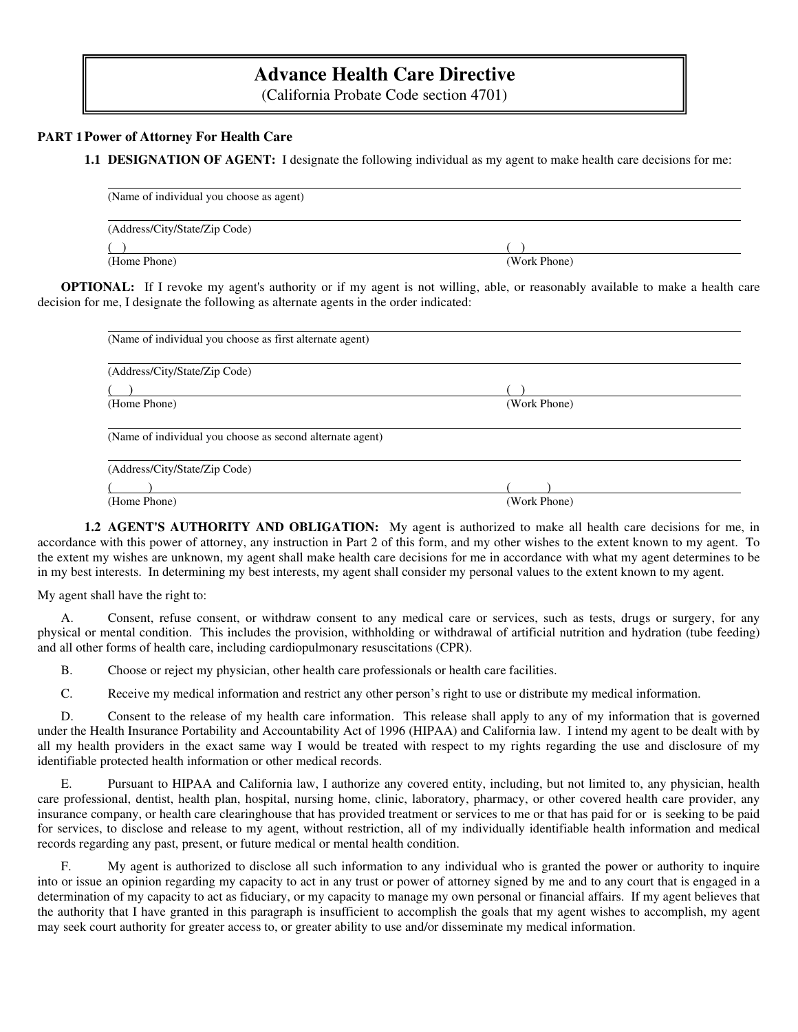# Advance Health Care Directive

(California Probate Code section 4701)

**PART 1 Power of Attorney For Health Care**

**1.1 DESIGNATION OF AGENT:** I designate the following individual as my agent to make health care decisions for me:

______________________________________________
(Name of individual you choose as agent)

______________________________________________
(Address/City/State/Zip Code)

( ) ______________________ ( ) ______________________
(Home Phone) (Work Phone)

**OPTIONAL:** If I revoke my agent's authority or if my agent is not willing, able, or reasonably available to make a health care decision for me, I designate the following as alternate agents in the order indicated:

______________________________________________
(Name of individual you choose as first alternate agent)

______________________________________________
(Address/City/State/Zip Code)

( ) ______________________ ( ) ______________________
(Home Phone) (Work Phone)

______________________________________________
(Name of individual you choose as second alternate agent)

______________________________________________
(Address/City/State/Zip Code)

( ) ______________________ ( ) ______________________
(Home Phone) (Work Phone)

**1.2 AGENT'S AUTHORITY AND OBLIGATION:** My agent is authorized to make all health care decisions for me, in accordance with this power of attorney, any instruction in Part 2 of this form, and my other wishes to the extent known to my agent. To the extent my wishes are unknown, my agent shall make health care decisions for me in accordance with what my agent determines to be in my best interests. In determining my best interests, my agent shall consider my personal values to the extent known to my agent.

My agent shall have the right to:

A. Consent, refuse consent, or withdraw consent to any medical care or services, such as tests, drugs or surgery, for any physical or mental condition. This includes the provision, withholding or withdrawal of artificial nutrition and hydration (tube feeding) and all other forms of health care, including cardiopulmonary resuscitations (CPR).

B. Choose or reject my physician, other health care professionals or health care facilities.

C. Receive my medical information and restrict any other person's right to use or distribute my medical information.

D. Consent to the release of my health care information. This release shall apply to any of my information that is governed under the Health Insurance Portability and Accountability Act of 1996 (HIPAA) and California law. I intend my agent to be dealt with by all my health providers in the exact same way I would be treated with respect to my rights regarding the use and disclosure of my identifiable protected health information or other medical records.

E. Pursuant to HIPAA and California law, I authorize any covered entity, including, but not limited to, any physician, health care professional, dentist, health plan, hospital, nursing home, clinic, laboratory, pharmacy, or other covered health care provider, any insurance company, or health care clearinghouse that has provided treatment or services to me or that has paid for or is seeking to be paid for services, to disclose and release to my agent, without restriction, all of my individually identifiable health information and medical records regarding any past, present, or future medical or mental health condition.

F. My agent is authorized to disclose all such information to any individual who is granted the power or authority to inquire into or issue an opinion regarding my capacity to act in any trust or power of attorney signed by me and to any court that is engaged in a determination of my capacity to act as fiduciary, or my capacity to manage my own personal or financial affairs. If my agent believes that the authority that I have granted in this paragraph is insufficient to accomplish the goals that my agent wishes to accomplish, my agent may seek court authority for greater access to, or greater ability to use and/or disseminate my medical information.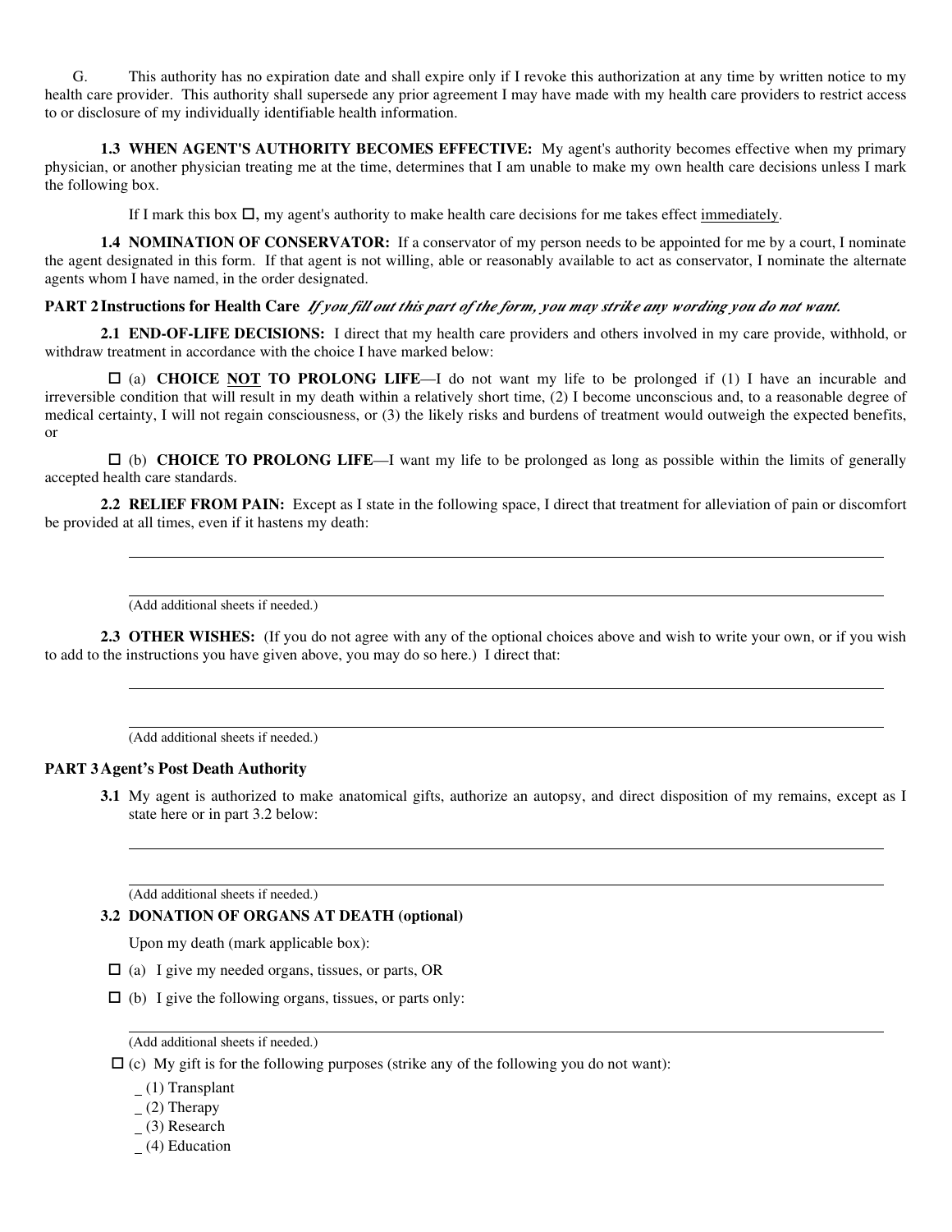G. This authority has no expiration date and shall expire only if I revoke this authorization at any time by written notice to my health care provider. This authority shall supersede any prior agreement I may have made with my health care providers to restrict access to or disclosure of my individually identifiable health information.

**1.3 WHEN AGENT'S AUTHORITY BECOMES EFFECTIVE:** My agent's authority becomes effective when my primary physician, or another physician treating me at the time, determines that I am unable to make my own health care decisions unless I mark the following box.

If I mark this box ☐, my agent's authority to make health care decisions for me takes effect immediately.

**1.4 NOMINATION OF CONSERVATOR:** If a conservator of my person needs to be appointed for me by a court, I nominate the agent designated in this form. If that agent is not willing, able or reasonably available to act as conservator, I nominate the alternate agents whom I have named, in the order designated.

## PART 2 Instructions for Health Care *If you fill out this part of the form, you may strike any wording you do not want.*

**2.1 END-OF-LIFE DECISIONS:** I direct that my health care providers and others involved in my care provide, withhold, or withdraw treatment in accordance with the choice I have marked below:

☐ (a) **CHOICE NOT TO PROLONG LIFE**—I do not want my life to be prolonged if (1) I have an incurable and irreversible condition that will result in my death within a relatively short time, (2) I become unconscious and, to a reasonable degree of medical certainty, I will not regain consciousness, or (3) the likely risks and burdens of treatment would outweigh the expected benefits, or

☐ (b) **CHOICE TO PROLONG LIFE**—I want my life to be prolonged as long as possible within the limits of generally accepted health care standards.

**2.2 RELIEF FROM PAIN:** Except as I state in the following space, I direct that treatment for alleviation of pain or discomfort be provided at all times, even if it hastens my death:

______________________________________________________________________

______________________________________________________________________

(Add additional sheets if needed.)

**2.3 OTHER WISHES:** (If you do not agree with any of the optional choices above and wish to write your own, or if you wish to add to the instructions you have given above, you may do so here.) I direct that:

______________________________________________________________________

______________________________________________________________________

(Add additional sheets if needed.)

## PART 3 Agent's Post Death Authority

**3.1** My agent is authorized to make anatomical gifts, authorize an autopsy, and direct disposition of my remains, except as I state here or in part 3.2 below:

______________________________________________________________________

______________________________________________________________________

(Add additional sheets if needed.)

**3.2 DONATION OF ORGANS AT DEATH (optional)**

Upon my death (mark applicable box):

☐ (a) I give my needed organs, tissues, or parts, OR

☐ (b) I give the following organs, tissues, or parts only:

______________________________________________________________________

(Add additional sheets if needed.)

☐ (c) My gift is for the following purposes (strike any of the following you do not want):

_ (1) Transplant
_ (2) Therapy
_ (3) Research
_ (4) Education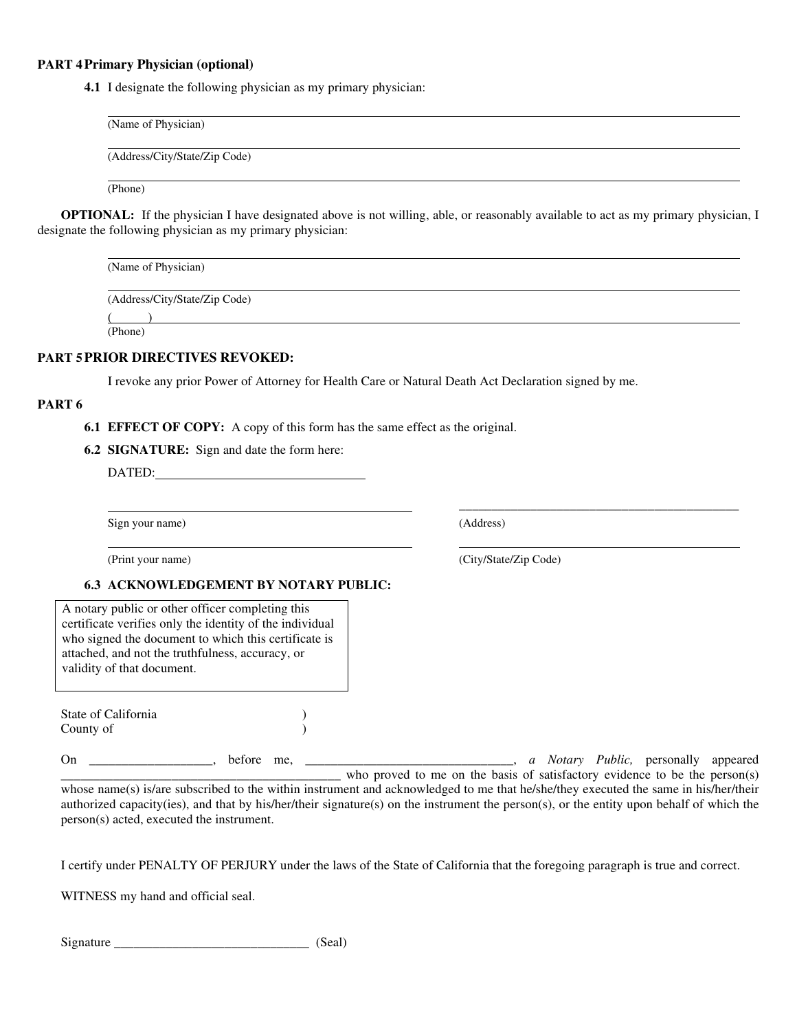**PART 4 Primary Physician (optional)**

**4.1** I designate the following physician as my primary physician:

______________________________________________
(Name of Physician)

______________________________________________
(Address/City/State/Zip Code)

______________________________________________
(Phone)

**OPTIONAL:** If the physician I have designated above is not willing, able, or reasonably available to act as my primary physician, I designate the following physician as my primary physician:

______________________________________________
(Name of Physician)

______________________________________________
(Address/City/State/Zip Code)

(     ) ______________________________________________
(Phone)

**PART 5 PRIOR DIRECTIVES REVOKED:**

I revoke any prior Power of Attorney for Health Care or Natural Death Act Declaration signed by me.

**PART 6**

**6.1 EFFECT OF COPY:** A copy of this form has the same effect as the original.

**6.2 SIGNATURE:** Sign and date the form here:

DATED:________________________________

______________________________________________
Sign your name)

______________________________________________
(Address)

______________________________________________
(Print your name)

______________________________________________
(City/State/Zip Code)

**6.3 ACKNOWLEDGEMENT BY NOTARY PUBLIC:**

> A notary public or other officer completing this certificate verifies only the identity of the individual who signed the document to which this certificate is attached, and not the truthfulness, accuracy, or validity of that document.

State of California )
County of )

On ___________________, before me, _________________________________, *a Notary Public,* personally appeared ____________________________________________ who proved to me on the basis of satisfactory evidence to be the person(s) whose name(s) is/are subscribed to the within instrument and acknowledged to me that he/she/they executed the same in his/her/their authorized capacity(ies), and that by his/her/their signature(s) on the instrument the person(s), or the entity upon behalf of which the person(s) acted, executed the instrument.

I certify under PENALTY OF PERJURY under the laws of the State of California that the foregoing paragraph is true and correct.

WITNESS my hand and official seal.

Signature ______________________________ (Seal)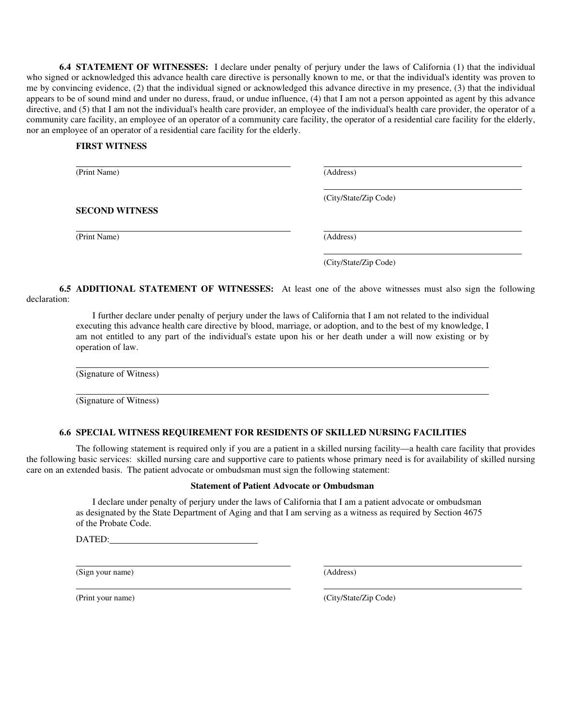**6.4 STATEMENT OF WITNESSES:** I declare under penalty of perjury under the laws of California (1) that the individual who signed or acknowledged this advance health care directive is personally known to me, or that the individual's identity was proven to me by convincing evidence, (2) that the individual signed or acknowledged this advance directive in my presence, (3) that the individual appears to be of sound mind and under no duress, fraud, or undue influence, (4) that I am not a person appointed as agent by this advance directive, and (5) that I am not the individual's health care provider, an employee of the individual's health care provider, the operator of a community care facility, an employee of an operator of a community care facility, the operator of a residential care facility for the elderly, nor an employee of an operator of a residential care facility for the elderly.

**FIRST WITNESS**

______________________________ (Print Name)

______________________________ (Address)

______________________________ (City/State/Zip Code)

**SECOND WITNESS**

______________________________ (Print Name)

______________________________ (Address)

______________________________ (City/State/Zip Code)

**6.5 ADDITIONAL STATEMENT OF WITNESSES:** At least one of the above witnesses must also sign the following declaration:

I further declare under penalty of perjury under the laws of California that I am not related to the individual executing this advance health care directive by blood, marriage, or adoption, and to the best of my knowledge, I am not entitled to any part of the individual's estate upon his or her death under a will now existing or by operation of law.

______________________________ (Signature of Witness)

______________________________ (Signature of Witness)

**6.6 SPECIAL WITNESS REQUIREMENT FOR RESIDENTS OF SKILLED NURSING FACILITIES**

The following statement is required only if you are a patient in a skilled nursing facility—a health care facility that provides the following basic services: skilled nursing care and supportive care to patients whose primary need is for availability of skilled nursing care on an extended basis. The patient advocate or ombudsman must sign the following statement:

**Statement of Patient Advocate or Ombudsman**

I declare under penalty of perjury under the laws of California that I am a patient advocate or ombudsman as designated by the State Department of Aging and that I am serving as a witness as required by Section 4675 of the Probate Code.

DATED: ______________________________

______________________________ (Sign your name)

______________________________ (Address)

______________________________ (Print your name)

______________________________ (City/State/Zip Code)